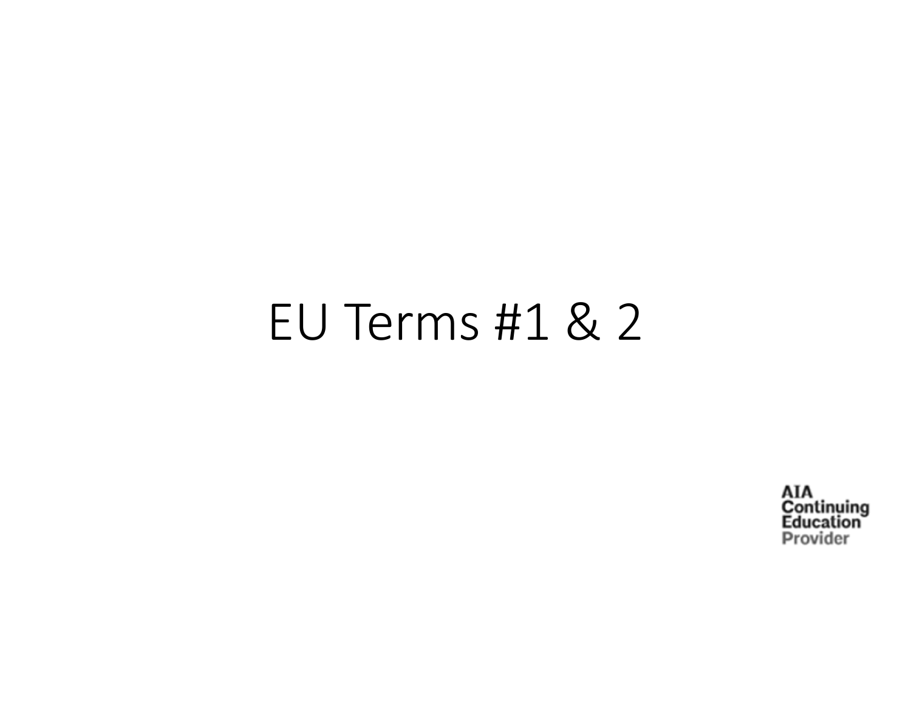# EU Terms #1 & 2

AIA
Continuing
Education
Provider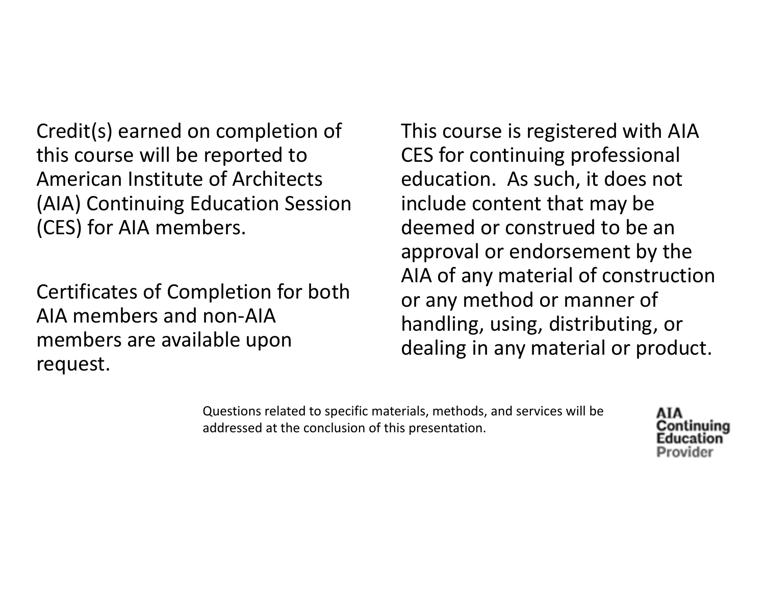Credit(s) earned on completion of this course will be reported to American Institute of Architects (AIA) Continuing Education Session (CES) for AIA members.

Certificates of Completion for both AIA members and non-AIA members are available upon request.

This course is registered with AIA CES for continuing professional education. As such, it does not include content that may be deemed or construed to be an approval or endorsement by the AIA of any material of construction or any method or manner of handling, using, distributing, or dealing in any material or product.

Questions related to specific materials, methods, and services will be addressed at the conclusion of this presentation.

AIA Continuing Education Provider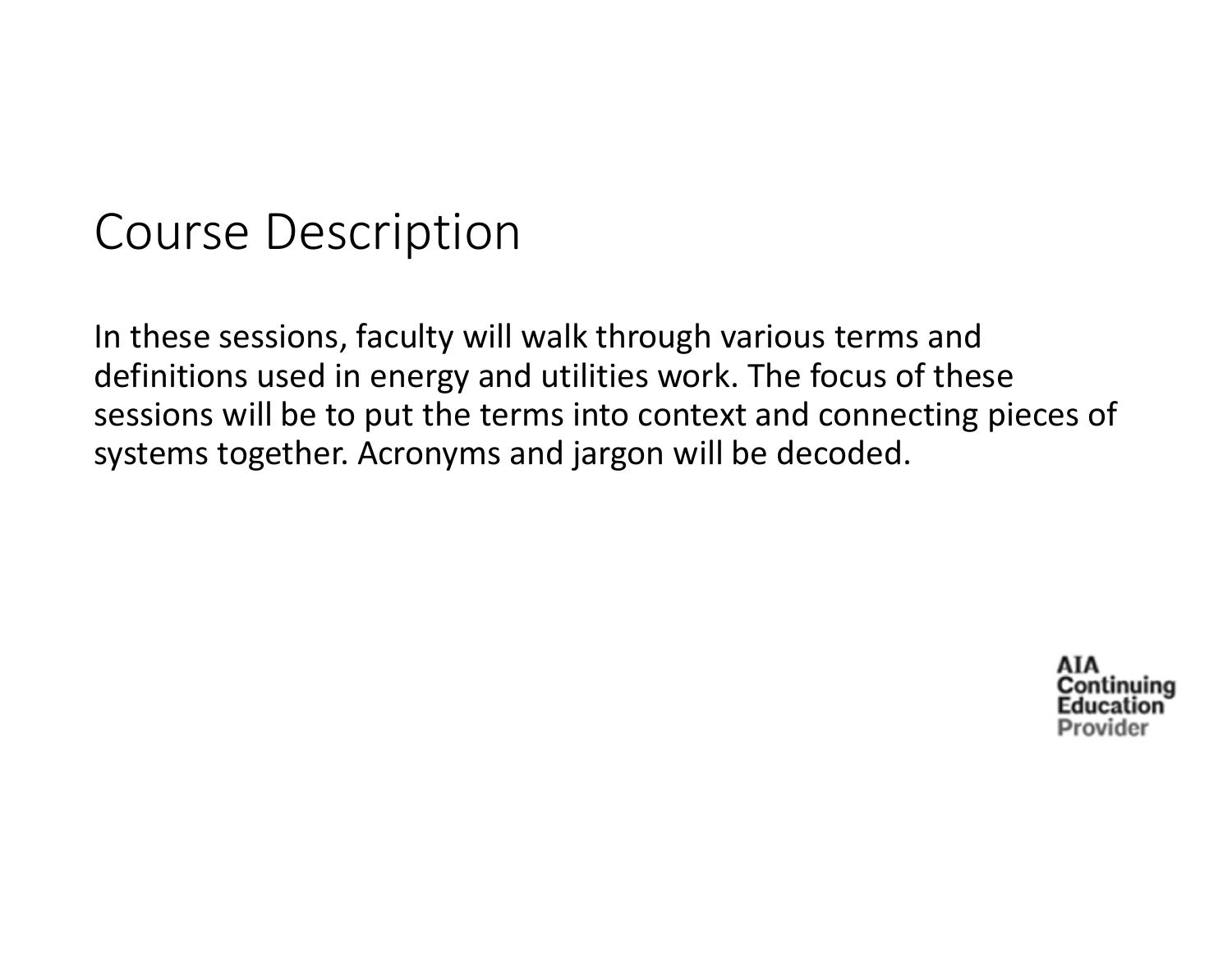# Course Description

In these sessions, faculty will walk through various terms and definitions used in energy and utilities work. The focus of these sessions will be to put the terms into context and connecting pieces of systems together. Acronyms and jargon will be decoded.

AIA Continuing Education Provider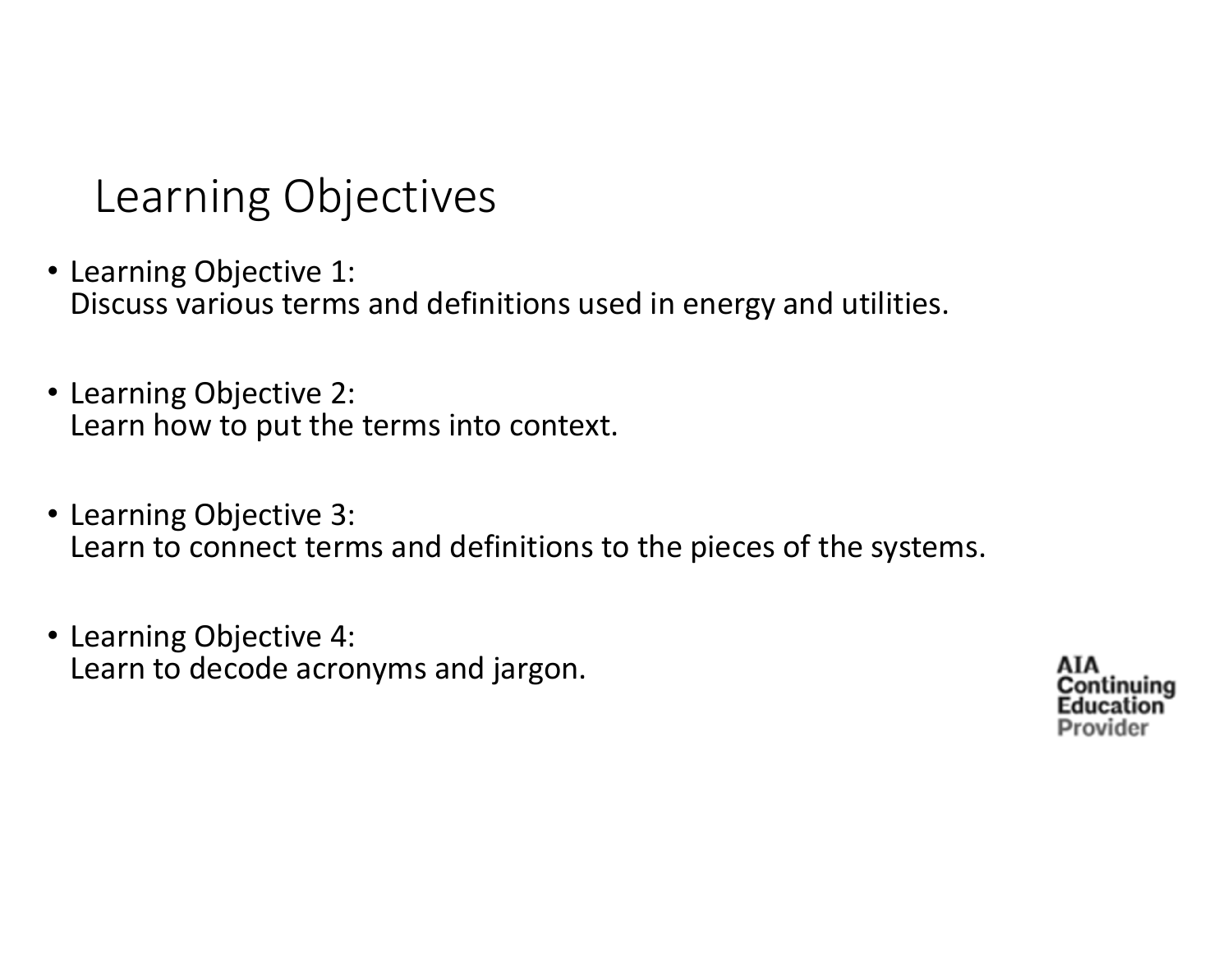# Learning Objectives

- Learning Objective 1:
  Discuss various terms and definitions used in energy and utilities.

- Learning Objective 2:
  Learn how to put the terms into context.

- Learning Objective 3:
  Learn to connect terms and definitions to the pieces of the systems.

- Learning Objective 4:
  Learn to decode acronyms and jargon.

AIA Continuing Education Provider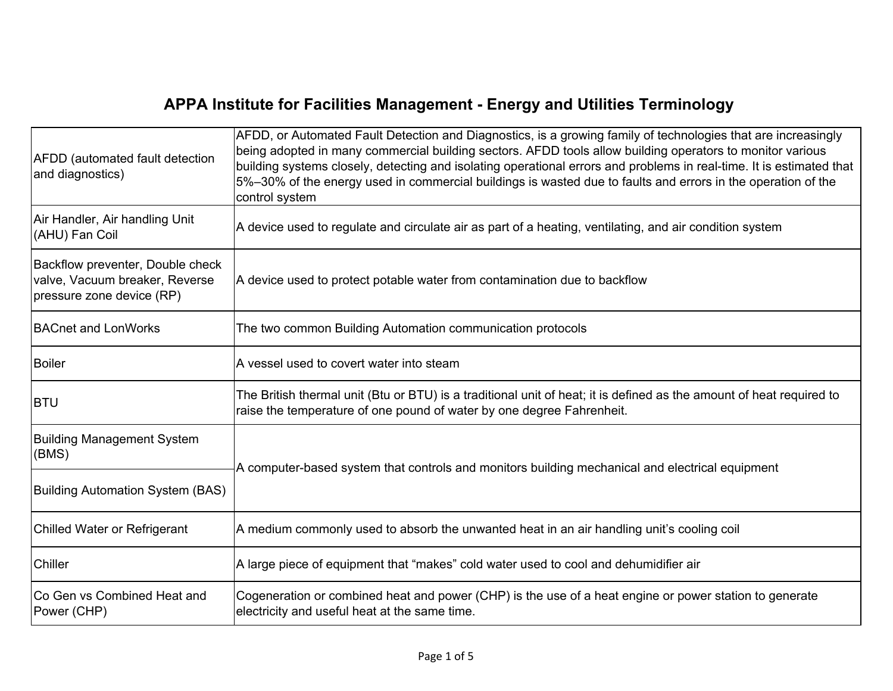# APPA Institute for Facilities Management - Energy and Utilities Terminology

| Term | Definition |
|---|---|
| AFDD (automated fault detection and diagnostics) | AFDD, or Automated Fault Detection and Diagnostics, is a growing family of technologies that are increasingly being adopted in many commercial building sectors. AFDD tools allow building operators to monitor various building systems closely, detecting and isolating operational errors and problems in real-time. It is estimated that 5%–30% of the energy used in commercial buildings is wasted due to faults and errors in the operation of the control system |
| Air Handler, Air handling Unit (AHU) Fan Coil | A device used to regulate and circulate air as part of a heating, ventilating, and air condition system |
| Backflow preventer, Double check valve, Vacuum breaker, Reverse pressure zone device (RP) | A device used to protect potable water from contamination due to backflow |
| BACnet and LonWorks | The two common Building Automation communication protocols |
| Boiler | A vessel used to covert water into steam |
| BTU | The British thermal unit (Btu or BTU) is a traditional unit of heat; it is defined as the amount of heat required to raise the temperature of one pound of water by one degree Fahrenheit. |
| Building Management System (BMS) | A computer-based system that controls and monitors building mechanical and electrical equipment |
| Building Automation System (BAS) | |
| Chilled Water or Refrigerant | A medium commonly used to absorb the unwanted heat in an air handling unit's cooling coil |
| Chiller | A large piece of equipment that "makes" cold water used to cool and dehumidifier air |
| Co Gen vs Combined Heat and Power (CHP) | Cogeneration or combined heat and power (CHP) is the use of a heat engine or power station to generate electricity and useful heat at the same time. |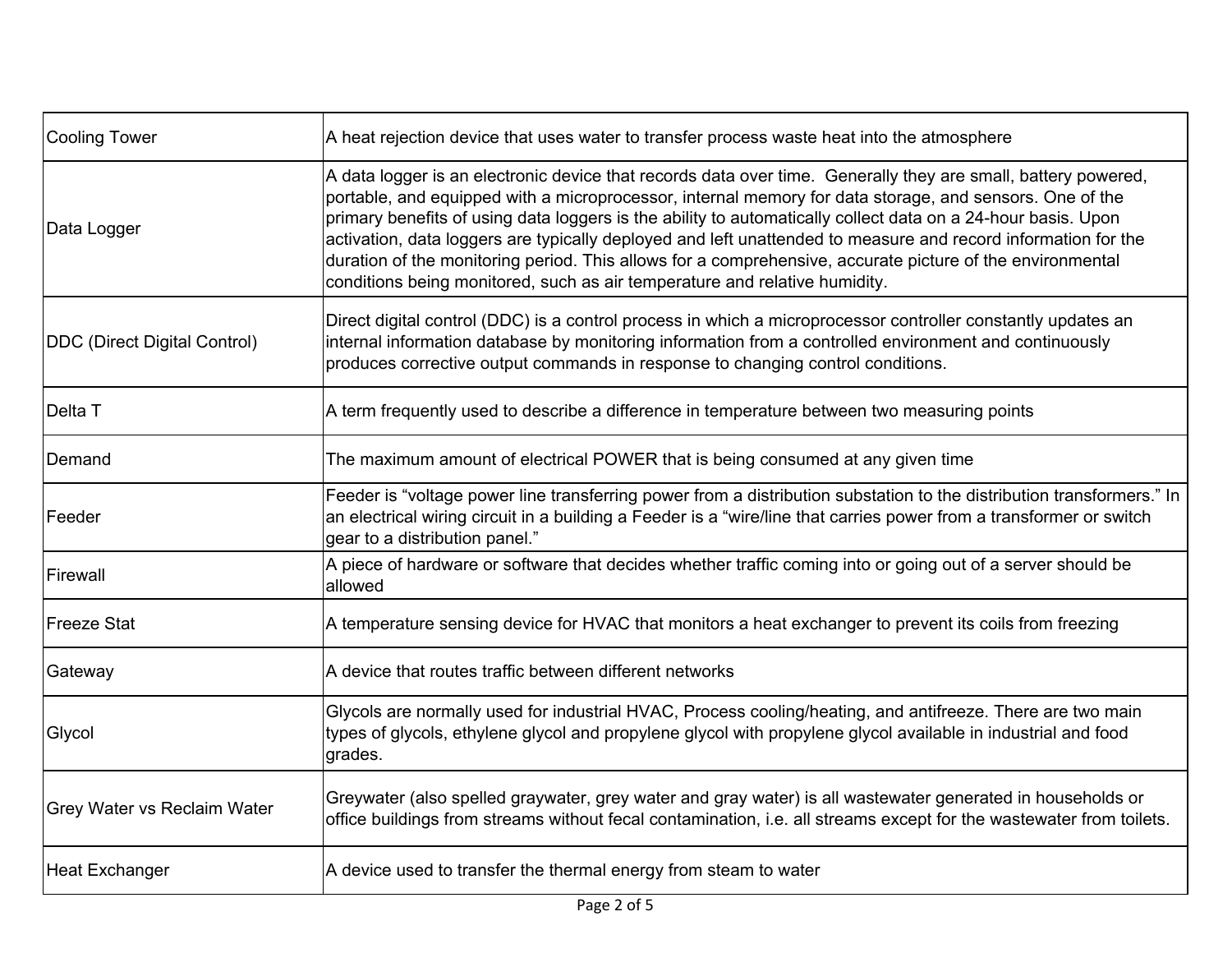| | |
|---|---|
| Cooling Tower | A heat rejection device that uses water to transfer process waste heat into the atmosphere |
| Data Logger | A data logger is an electronic device that records data over time. Generally they are small, battery powered, portable, and equipped with a microprocessor, internal memory for data storage, and sensors. One of the primary benefits of using data loggers is the ability to automatically collect data on a 24-hour basis. Upon activation, data loggers are typically deployed and left unattended to measure and record information for the duration of the monitoring period. This allows for a comprehensive, accurate picture of the environmental conditions being monitored, such as air temperature and relative humidity. |
| DDC (Direct Digital Control) | Direct digital control (DDC) is a control process in which a microprocessor controller constantly updates an internal information database by monitoring information from a controlled environment and continuously produces corrective output commands in response to changing control conditions. |
| Delta T | A term frequently used to describe a difference in temperature between two measuring points |
| Demand | The maximum amount of electrical POWER that is being consumed at any given time |
| Feeder | Feeder is “voltage power line transferring power from a distribution substation to the distribution transformers.” In an electrical wiring circuit in a building a Feeder is a “wire/line that carries power from a transformer or switch gear to a distribution panel.” |
| Firewall | A piece of hardware or software that decides whether traffic coming into or going out of a server should be allowed |
| Freeze Stat | A temperature sensing device for HVAC that monitors a heat exchanger to prevent its coils from freezing |
| Gateway | A device that routes traffic between different networks |
| Glycol | Glycols are normally used for industrial HVAC, Process cooling/heating, and antifreeze. There are two main types of glycols, ethylene glycol and propylene glycol with propylene glycol available in industrial and food grades. |
| Grey Water vs Reclaim Water | Greywater (also spelled graywater, grey water and gray water) is all wastewater generated in households or office buildings from streams without fecal contamination, i.e. all streams except for the wastewater from toilets. |
| Heat Exchanger | A device used to transfer the thermal energy from steam to water |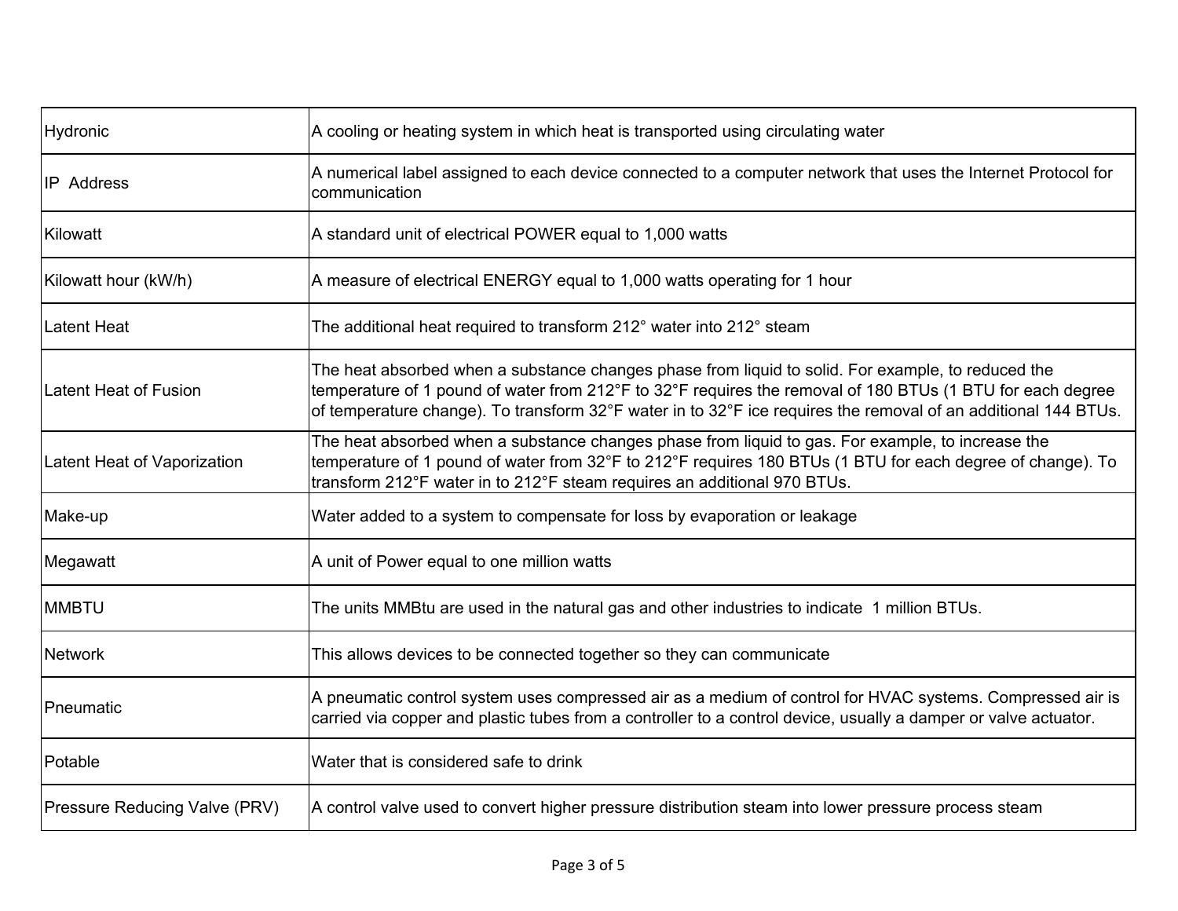| | |
|---|---|
| Hydronic | A cooling or heating system in which heat is transported using circulating water |
| IP  Address | A numerical label assigned to each device connected to a computer network that uses the Internet Protocol for communication |
| Kilowatt | A standard unit of electrical POWER equal to 1,000 watts |
| Kilowatt hour (kW/h) | A measure of electrical ENERGY equal to 1,000 watts operating for 1 hour |
| Latent Heat | The additional heat required to transform 212° water into 212° steam |
| Latent Heat of Fusion | The heat absorbed when a substance changes phase from liquid to solid. For example, to reduced the temperature of 1 pound of water from 212°F to 32°F requires the removal of 180 BTUs (1 BTU for each degree of temperature change). To transform 32°F water in to 32°F ice requires the removal of an additional 144 BTUs. |
| Latent Heat of Vaporization | The heat absorbed when a substance changes phase from liquid to gas. For example, to increase the temperature of 1 pound of water from 32°F to 212°F requires 180 BTUs (1 BTU for each degree of change). To transform 212°F water in to 212°F steam requires an additional 970 BTUs. |
| Make-up | Water added to a system to compensate for loss by evaporation or leakage |
| Megawatt | A unit of Power equal to one million watts |
| MMBTU | The units MMBtu are used in the natural gas and other industries to indicate  1 million BTUs. |
| Network | This allows devices to be connected together so they can communicate |
| Pneumatic | A pneumatic control system uses compressed air as a medium of control for HVAC systems. Compressed air is carried via copper and plastic tubes from a controller to a control device, usually a damper or valve actuator. |
| Potable | Water that is considered safe to drink |
| Pressure Reducing Valve (PRV) | A control valve used to convert higher pressure distribution steam into lower pressure process steam |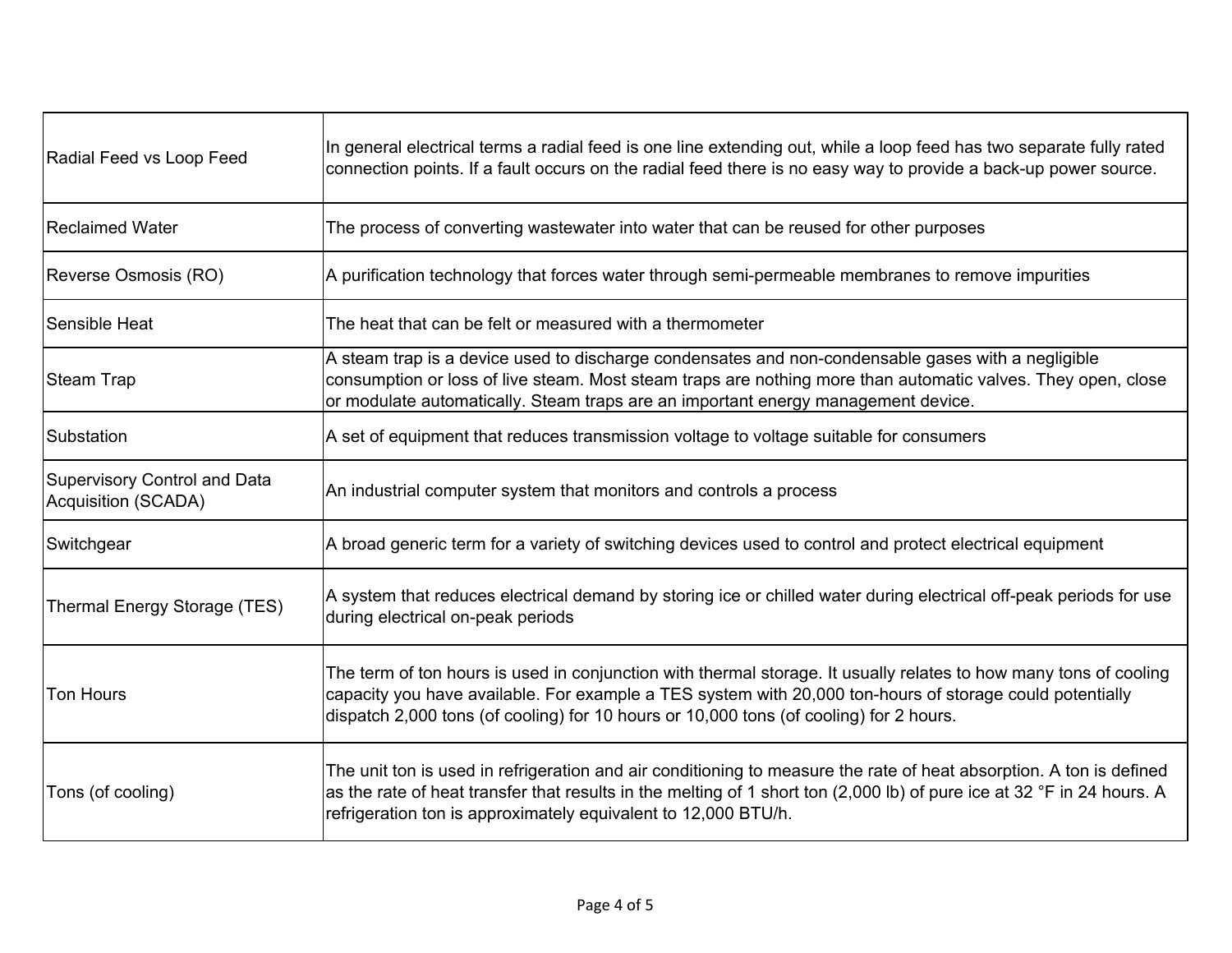| | |
|---|---|
| Radial Feed vs Loop Feed | In general electrical terms a radial feed is one line extending out, while a loop feed has two separate fully rated connection points. If a fault occurs on the radial feed there is no easy way to provide a back-up power source. |
| Reclaimed Water | The process of converting wastewater into water that can be reused for other purposes |
| Reverse Osmosis (RO) | A purification technology that forces water through semi-permeable membranes to remove impurities |
| Sensible Heat | The heat that can be felt or measured with a thermometer |
| Steam Trap | A steam trap is a device used to discharge condensates and non-condensable gases with a negligible consumption or loss of live steam. Most steam traps are nothing more than automatic valves. They open, close or modulate automatically. Steam traps are an important energy management device. |
| Substation | A set of equipment that reduces transmission voltage to voltage suitable for consumers |
| Supervisory Control and Data Acquisition (SCADA) | An industrial computer system that monitors and controls a process |
| Switchgear | A broad generic term for a variety of switching devices used to control and protect electrical equipment |
| Thermal Energy Storage (TES) | A system that reduces electrical demand by storing ice or chilled water during electrical off-peak periods for use during electrical on-peak periods |
| Ton Hours | The term of ton hours is used in conjunction with thermal storage. It usually relates to how many tons of cooling capacity you have available. For example a TES system with 20,000 ton-hours of storage could potentially dispatch 2,000 tons (of cooling) for 10 hours or 10,000 tons (of cooling) for 2 hours. |
| Tons (of cooling) | The unit ton is used in refrigeration and air conditioning to measure the rate of heat absorption. A ton is defined as the rate of heat transfer that results in the melting of 1 short ton (2,000 lb) of pure ice at 32 °F in 24 hours. A refrigeration ton is approximately equivalent to 12,000 BTU/h. |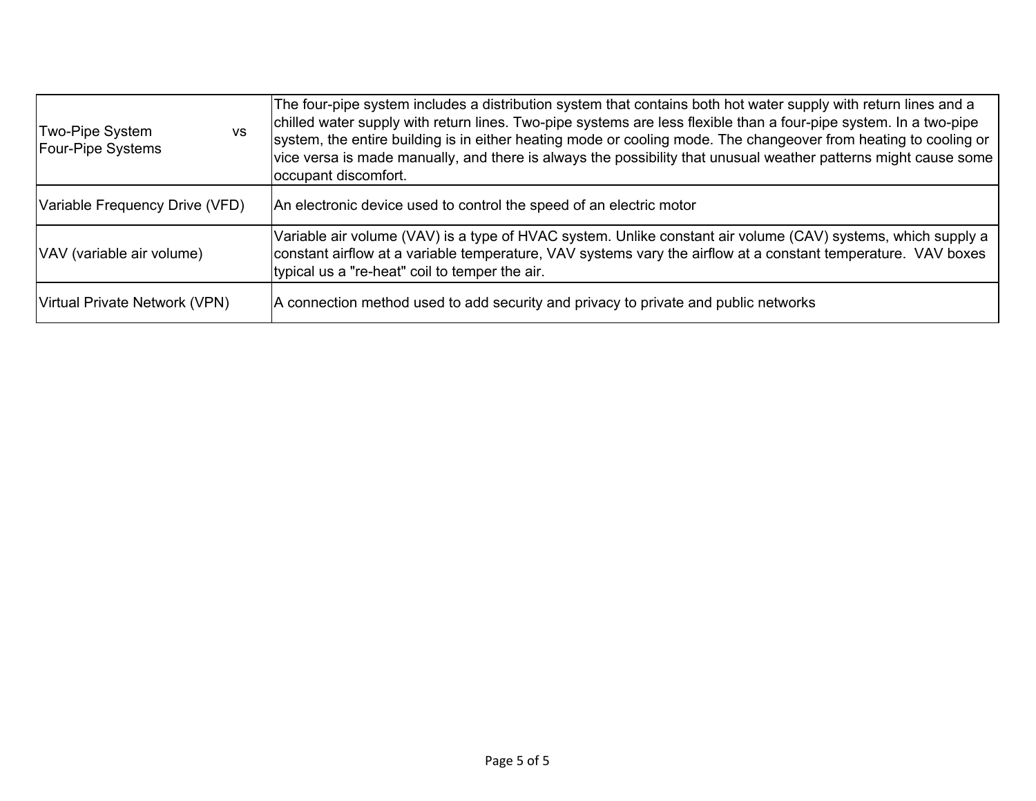| | |
|---|---|
| Two-Pipe System vs Four-Pipe Systems | The four-pipe system includes a distribution system that contains both hot water supply with return lines and a chilled water supply with return lines. Two-pipe systems are less flexible than a four-pipe system. In a two-pipe system, the entire building is in either heating mode or cooling mode. The changeover from heating to cooling or vice versa is made manually, and there is always the possibility that unusual weather patterns might cause some occupant discomfort. |
| Variable Frequency Drive (VFD) | An electronic device used to control the speed of an electric motor |
| VAV (variable air volume) | Variable air volume (VAV) is a type of HVAC system. Unlike constant air volume (CAV) systems, which supply a constant airflow at a variable temperature, VAV systems vary the airflow at a constant temperature. VAV boxes typical us a "re-heat" coil to temper the air. |
| Virtual Private Network (VPN) | A connection method used to add security and privacy to private and public networks |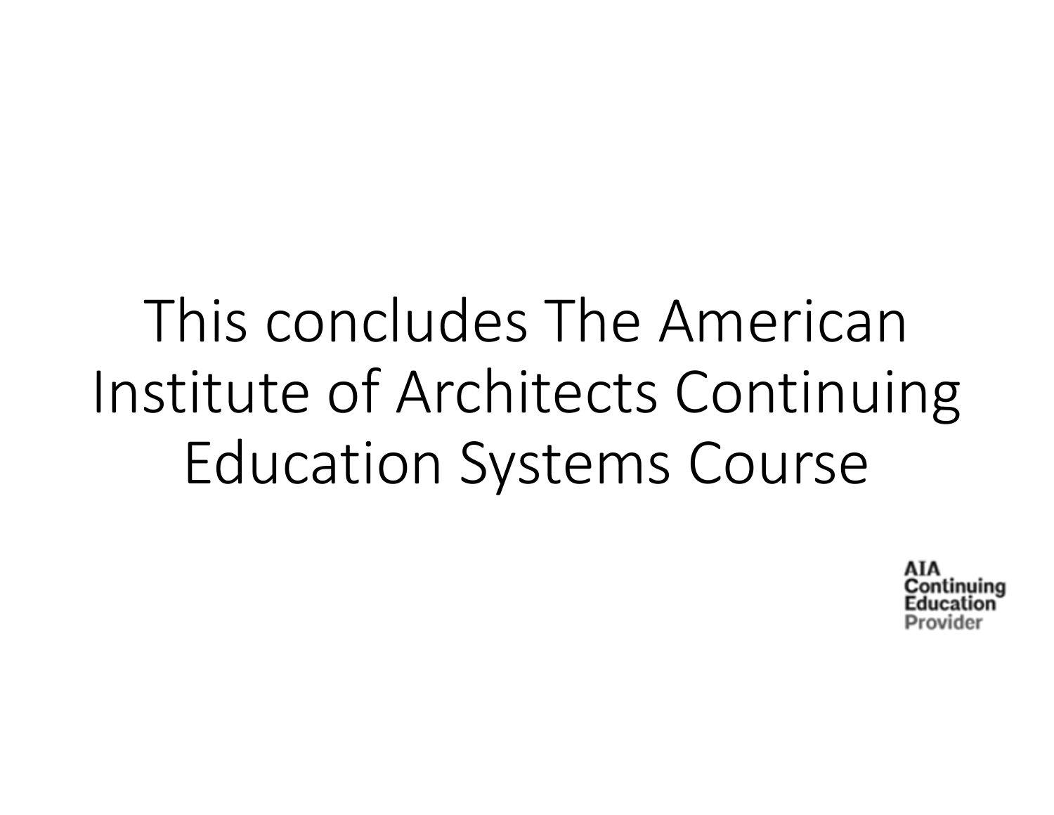# This concludes The American Institute of Architects Continuing Education Systems Course

AIA
Continuing
Education
Provider